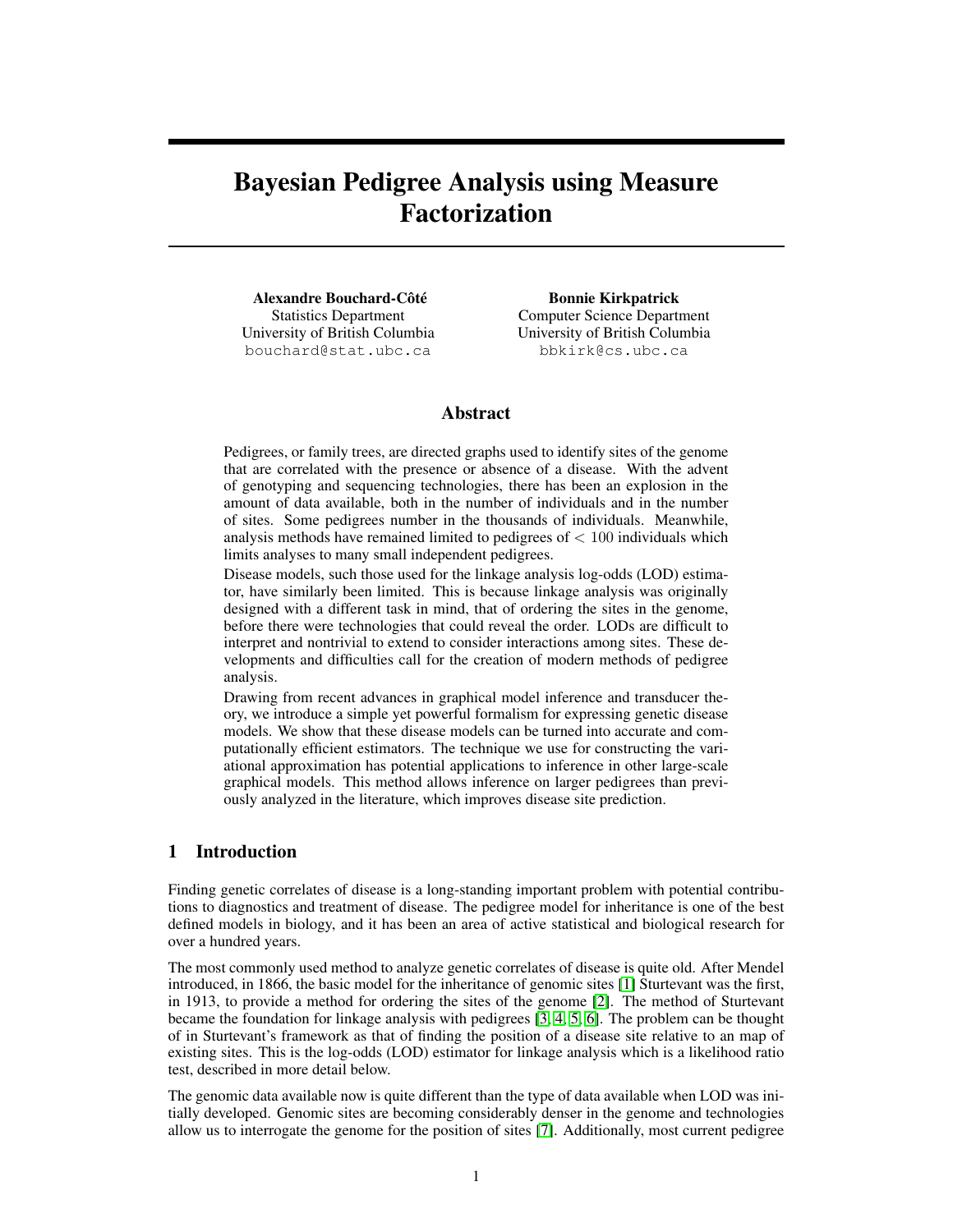# Bayesian Pedigree Analysis using Measure Factorization

**Alexandre Bouchard-Côté**
Statistics Department
University of British Columbia
bouchard@stat.ubc.ca

**Bonnie Kirkpatrick**
Computer Science Department
University of British Columbia
bbkirk@cs.ubc.ca

## Abstract

Pedigrees, or family trees, are directed graphs used to identify sites of the genome that are correlated with the presence or absence of a disease. With the advent of genotyping and sequencing technologies, there has been an explosion in the amount of data available, both in the number of individuals and in the number of sites. Some pedigrees number in the thousands of individuals. Meanwhile, analysis methods have remained limited to pedigrees of $< 100$ individuals which limits analyses to many small independent pedigrees.

Disease models, such those used for the linkage analysis log-odds (LOD) estimator, have similarly been limited. This is because linkage analysis was originally designed with a different task in mind, that of ordering the sites in the genome, before there were technologies that could reveal the order. LODs are difficult to interpret and nontrivial to extend to consider interactions among sites. These developments and difficulties call for the creation of modern methods of pedigree analysis.

Drawing from recent advances in graphical model inference and transducer theory, we introduce a simple yet powerful formalism for expressing genetic disease models. We show that these disease models can be turned into accurate and computationally efficient estimators. The technique we use for constructing the variational approximation has potential applications to inference in other large-scale graphical models. This method allows inference on larger pedigrees than previously analyzed in the literature, which improves disease site prediction.

## 1 Introduction

Finding genetic correlates of disease is a long-standing important problem with potential contributions to diagnostics and treatment of disease. The pedigree model for inheritance is one of the best defined models in biology, and it has been an area of active statistical and biological research for over a hundred years.

The most commonly used method to analyze genetic correlates of disease is quite old. After Mendel introduced, in 1866, the basic model for the inheritance of genomic sites [1] Sturtevant was the first, in 1913, to provide a method for ordering the sites of the genome [2]. The method of Sturtevant became the foundation for linkage analysis with pedigrees [3, 4, 5, 6]. The problem can be thought of in Sturtevant's framework as that of finding the position of a disease site relative to an map of existing sites. This is the log-odds (LOD) estimator for linkage analysis which is a likelihood ratio test, described in more detail below.

The genomic data available now is quite different than the type of data available when LOD was initially developed. Genomic sites are becoming considerably denser in the genome and technologies allow us to interrogate the genome for the position of sites [7]. Additionally, most current pedigree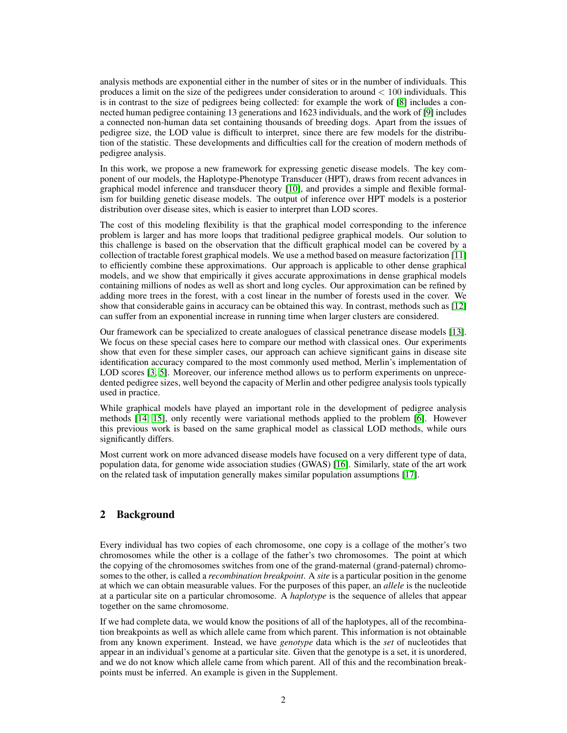analysis methods are exponential either in the number of sites or in the number of individuals. This produces a limit on the size of the pedigrees under consideration to around $< 100$ individuals. This is in contrast to the size of pedigrees being collected: for example the work of [8] includes a connected human pedigree containing 13 generations and 1623 individuals, and the work of [9] includes a connected non-human data set containing thousands of breeding dogs. Apart from the issues of pedigree size, the LOD value is difficult to interpret, since there are few models for the distribution of the statistic. These developments and difficulties call for the creation of modern methods of pedigree analysis.

In this work, we propose a new framework for expressing genetic disease models. The key component of our models, the Haplotype-Phenotype Transducer (HPT), draws from recent advances in graphical model inference and transducer theory [10], and provides a simple and flexible formalism for building genetic disease models. The output of inference over HPT models is a posterior distribution over disease sites, which is easier to interpret than LOD scores.

The cost of this modeling flexibility is that the graphical model corresponding to the inference problem is larger and has more loops that traditional pedigree graphical models. Our solution to this challenge is based on the observation that the difficult graphical model can be covered by a collection of tractable forest graphical models. We use a method based on measure factorization [11] to efficiently combine these approximations. Our approach is applicable to other dense graphical models, and we show that empirically it gives accurate approximations in dense graphical models containing millions of nodes as well as short and long cycles. Our approximation can be refined by adding more trees in the forest, with a cost linear in the number of forests used in the cover. We show that considerable gains in accuracy can be obtained this way. In contrast, methods such as [12] can suffer from an exponential increase in running time when larger clusters are considered.

Our framework can be specialized to create analogues of classical penetrance disease models [13]. We focus on these special cases here to compare our method with classical ones. Our experiments show that even for these simpler cases, our approach can achieve significant gains in disease site identification accuracy compared to the most commonly used method, Merlin's implementation of LOD scores [3, 5]. Moreover, our inference method allows us to perform experiments on unprecedented pedigree sizes, well beyond the capacity of Merlin and other pedigree analysis tools typically used in practice.

While graphical models have played an important role in the development of pedigree analysis methods [14, 15], only recently were variational methods applied to the problem [6]. However this previous work is based on the same graphical model as classical LOD methods, while ours significantly differs.

Most current work on more advanced disease models have focused on a very different type of data, population data, for genome wide association studies (GWAS) [16]. Similarly, state of the art work on the related task of imputation generally makes similar population assumptions [17].

## 2 Background

Every individual has two copies of each chromosome, one copy is a collage of the mother's two chromosomes while the other is a collage of the father's two chromosomes. The point at which the copying of the chromosomes switches from one of the grand-maternal (grand-paternal) chromosomes to the other, is called a *recombination breakpoint*. A *site* is a particular position in the genome at which we can obtain measurable values. For the purposes of this paper, an *allele* is the nucleotide at a particular site on a particular chromosome. A *haplotype* is the sequence of alleles that appear together on the same chromosome.

If we had complete data, we would know the positions of all of the haplotypes, all of the recombination breakpoints as well as which allele came from which parent. This information is not obtainable from any known experiment. Instead, we have *genotype* data which is the *set* of nucleotides that appear in an individual's genome at a particular site. Given that the genotype is a set, it is unordered, and we do not know which allele came from which parent. All of this and the recombination breakpoints must be inferred. An example is given in the Supplement.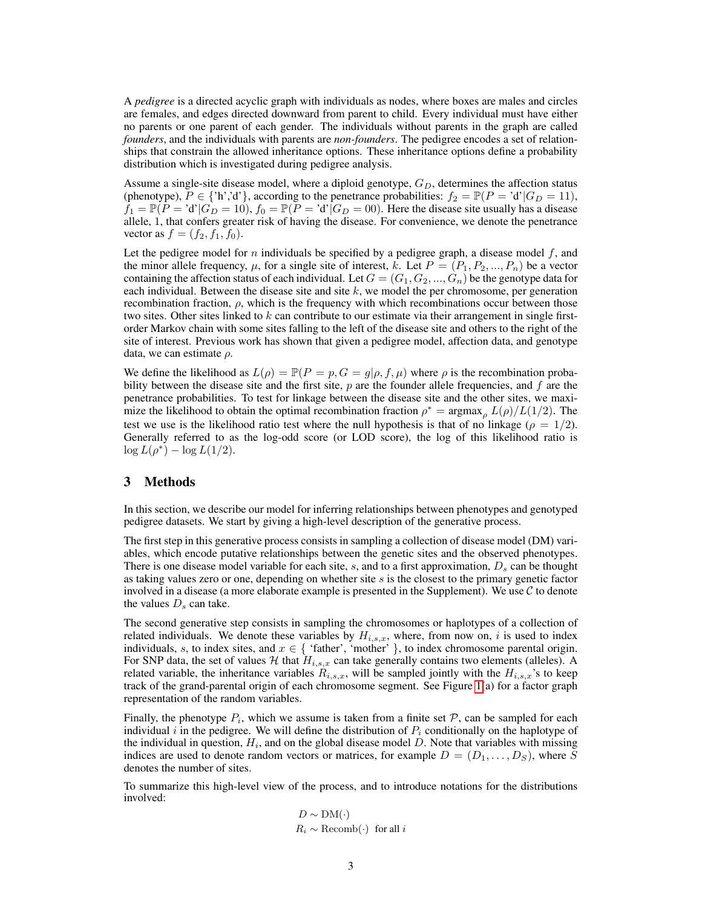A *pedigree* is a directed acyclic graph with individuals as nodes, where boxes are males and circles are females, and edges directed downward from parent to child. Every individual must have either no parents or one parent of each gender. The individuals without parents in the graph are called *founders*, and the individuals with parents are *non-founders*. The pedigree encodes a set of relationships that constrain the allowed inheritance options. These inheritance options define a probability distribution which is investigated during pedigree analysis.

Assume a single-site disease model, where a diploid genotype, $G_D$, determines the affection status (phenotype), $P \in \{\text{'h'},\text{'d'}\}$, according to the penetrance probabilities: $f_2 = \mathbb{P}(P = \text{'d'}|G_D = 11)$, $f_1 = \mathbb{P}(P = \text{'d'}|G_D = 10)$, $f_0 = \mathbb{P}(P = \text{'d'}|G_D = 00)$. Here the disease site usually has a disease allele, 1, that confers greater risk of having the disease. For convenience, we denote the penetrance vector as $f = (f_2, f_1, f_0)$.

Let the pedigree model for $n$ individuals be specified by a pedigree graph, a disease model $f$, and the minor allele frequency, $\mu$, for a single site of interest, $k$. Let $P = (P_1, P_2, ..., P_n)$ be a vector containing the affection status of each individual. Let $G = (G_1, G_2, ..., G_n)$ be the genotype data for each individual. Between the disease site and site $k$, we model the per chromosome, per generation recombination fraction, $\rho$, which is the frequency with which recombinations occur between those two sites. Other sites linked to $k$ can contribute to our estimate via their arrangement in single first-order Markov chain with some sites falling to the left of the disease site and others to the right of the site of interest. Previous work has shown that given a pedigree model, affection data, and genotype data, we can estimate $\rho$.

We define the likelihood as $L(\rho) = \mathbb{P}(P = p, G = g|\rho, f, \mu)$ where $\rho$ is the recombination probability between the disease site and the first site, $p$ are the founder allele frequencies, and $f$ are the penetrance probabilities. To test for linkage between the disease site and the other sites, we maximize the likelihood to obtain the optimal recombination fraction $\rho^* = \text{argmax}_\rho\, L(\rho)/L(1/2)$. The test we use is the likelihood ratio test where the null hypothesis is that of no linkage ($\rho = 1/2$). Generally referred to as the log-odd score (or LOD score), the log of this likelihood ratio is $\log L(\rho^*) - \log L(1/2)$.

# 3 Methods

In this section, we describe our model for inferring relationships between phenotypes and genotyped pedigree datasets. We start by giving a high-level description of the generative process.

The first step in this generative process consists in sampling a collection of disease model (DM) variables, which encode putative relationships between the genetic sites and the observed phenotypes. There is one disease model variable for each site, $s$, and to a first approximation, $D_s$ can be thought as taking values zero or one, depending on whether site $s$ is the closest to the primary genetic factor involved in a disease (a more elaborate example is presented in the Supplement). We use $\mathcal{C}$ to denote the values $D_s$ can take.

The second generative step consists in sampling the chromosomes or haplotypes of a collection of related individuals. We denote these variables by $H_{i,s,x}$, where, from now on, $i$ is used to index individuals, $s$, to index sites, and $x \in \{$ 'father', 'mother' $\}$, to index chromosome parental origin. For SNP data, the set of values $\mathcal{H}$ that $H_{i,s,x}$ can take generally contains two elements (alleles). A related variable, the inheritance variables $R_{i,s,x}$, will be sampled jointly with the $H_{i,s,x}$'s to keep track of the grand-parental origin of each chromosome segment. See Figure 1(a) for a factor graph representation of the random variables.

Finally, the phenotype $P_i$, which we assume is taken from a finite set $\mathcal{P}$, can be sampled for each individual $i$ in the pedigree. We will define the distribution of $P_i$ conditionally on the haplotype of the individual in question, $H_i$, and on the global disease model $D$. Note that variables with missing indices are used to denote random vectors or matrices, for example $D = (D_1, \ldots, D_S)$, where $S$ denotes the number of sites.

To summarize this high-level view of the process, and to introduce notations for the distributions involved:

$$
\begin{aligned}
D &\sim \text{DM}(\cdot) \\
R_i &\sim \text{Recomb}(\cdot) \;\; \text{for all } i
\end{aligned}
$$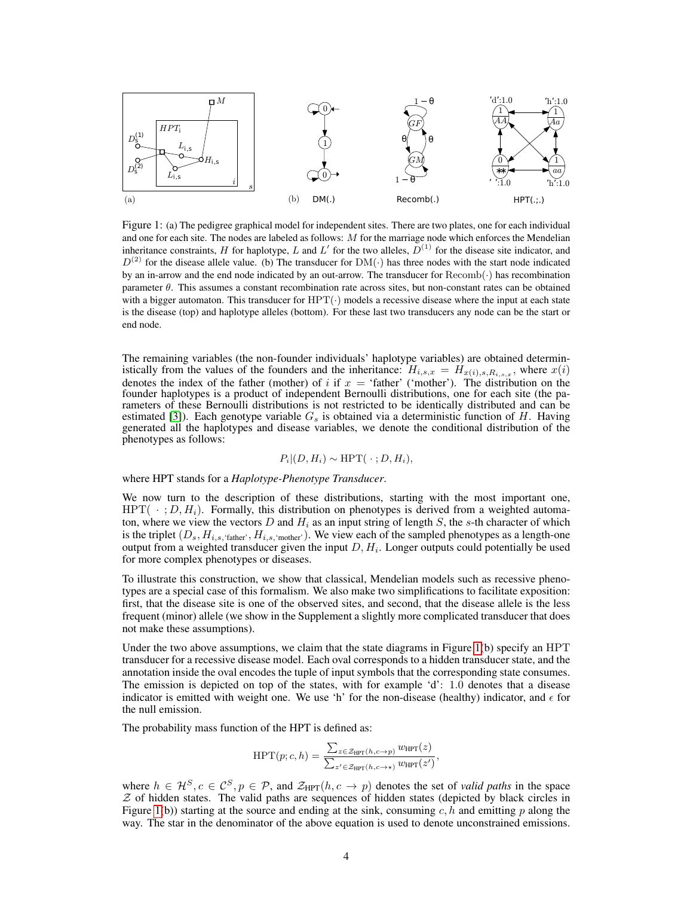Figure 1: (a) The pedigree graphical model for independent sites. There are two plates, one for each individual and one for each site. The nodes are labeled as follows: $M$ for the marriage node which enforces the Mendelian inheritance constraints, $H$ for haplotype, $L$ and $L'$ for the two alleles, $D^{(1)}$ for the disease site indicator, and $D^{(2)}$ for the disease allele value. (b) The transducer for $\mathrm{DM}(\cdot)$ has three nodes with the start node indicated by an in-arrow and the end node indicated by an out-arrow. The transducer for $\mathrm{Recomb}(\cdot)$ has recombination parameter $\theta$. This assumes a constant recombination rate across sites, but non-constant rates can be obtained with a bigger automaton. This transducer for $\mathrm{HPT}(\cdot)$ models a recessive disease where the input at each state is the disease (top) and haplotype alleles (bottom). For these last two transducers any node can be the start or end node.

The remaining variables (the non-founder individuals' haplotype variables) are obtained deterministically from the values of the founders and the inheritance: $H_{i,s,x} = H_{x(i),s,R_{i,s,x}}$, where $x(i)$ denotes the index of the father (mother) of $i$ if $x =$ 'father' ('mother'). The distribution on the founder haplotypes is a product of independent Bernoulli distributions, one for each site (the parameters of these Bernoulli distributions is not restricted to be identically distributed and can be estimated [3]). Each genotype variable $G_s$ is obtained via a deterministic function of $H$. Having generated all the haplotypes and disease variables, we denote the conditional distribution of the phenotypes as follows:

$$P_i|(D, H_i) \sim \mathrm{HPT}(\,\cdot\,; D, H_i),$$

where HPT stands for a *Haplotype-Phenotype Transducer*.

We now turn to the description of these distributions, starting with the most important one, $\mathrm{HPT}(\,\cdot\,; D, H_i)$. Formally, this distribution on phenotypes is derived from a weighted automaton, where we view the vectors $D$ and $H_i$ as an input string of length $S$, the $s$-th character of which is the triplet $(D_s, H_{i,s,\text{'father'}}, H_{i,s,\text{'mother'}})$. We view each of the sampled phenotypes as a length-one output from a weighted transducer given the input $D, H_i$. Longer outputs could potentially be used for more complex phenotypes or diseases.

To illustrate this construction, we show that classical, Mendelian models such as recessive phenotypes are a special case of this formalism. We also make two simplifications to facilitate exposition: first, that the disease site is one of the observed sites, and second, that the disease allele is the less frequent (minor) allele (we show in the Supplement a slightly more complicated transducer that does not make these assumptions).

Under the two above assumptions, we claim that the state diagrams in Figure 1(b) specify an HPT transducer for a recessive disease model. Each oval corresponds to a hidden transducer state, and the annotation inside the oval encodes the tuple of input symbols that the corresponding state consumes. The emission is depicted on top of the states, with for example 'd': 1.0 denotes that a disease indicator is emitted with weight one. We use 'h' for the non-disease (healthy) indicator, and $\epsilon$ for the null emission.

The probability mass function of the HPT is defined as:

$$\mathrm{HPT}(p; c, h) = \frac{\sum_{z \in \mathcal{Z}_{\mathrm{HPT}}(h, c \to p)} w_{\mathrm{HPT}}(z)}{\sum_{z' \in \mathcal{Z}_{\mathrm{HPT}}(h, c \to \star)} w_{\mathrm{HPT}}(z')},$$

where $h \in \mathcal{H}^S, c \in \mathcal{C}^S, p \in \mathcal{P}$, and $\mathcal{Z}_{\mathrm{HPT}}(h, c \to p)$ denotes the set of *valid paths* in the space $\mathcal{Z}$ of hidden states. The valid paths are sequences of hidden states (depicted by black circles in Figure 1(b)) starting at the source and ending at the sink, consuming $c, h$ and emitting $p$ along the way. The star in the denominator of the above equation is used to denote unconstrained emissions.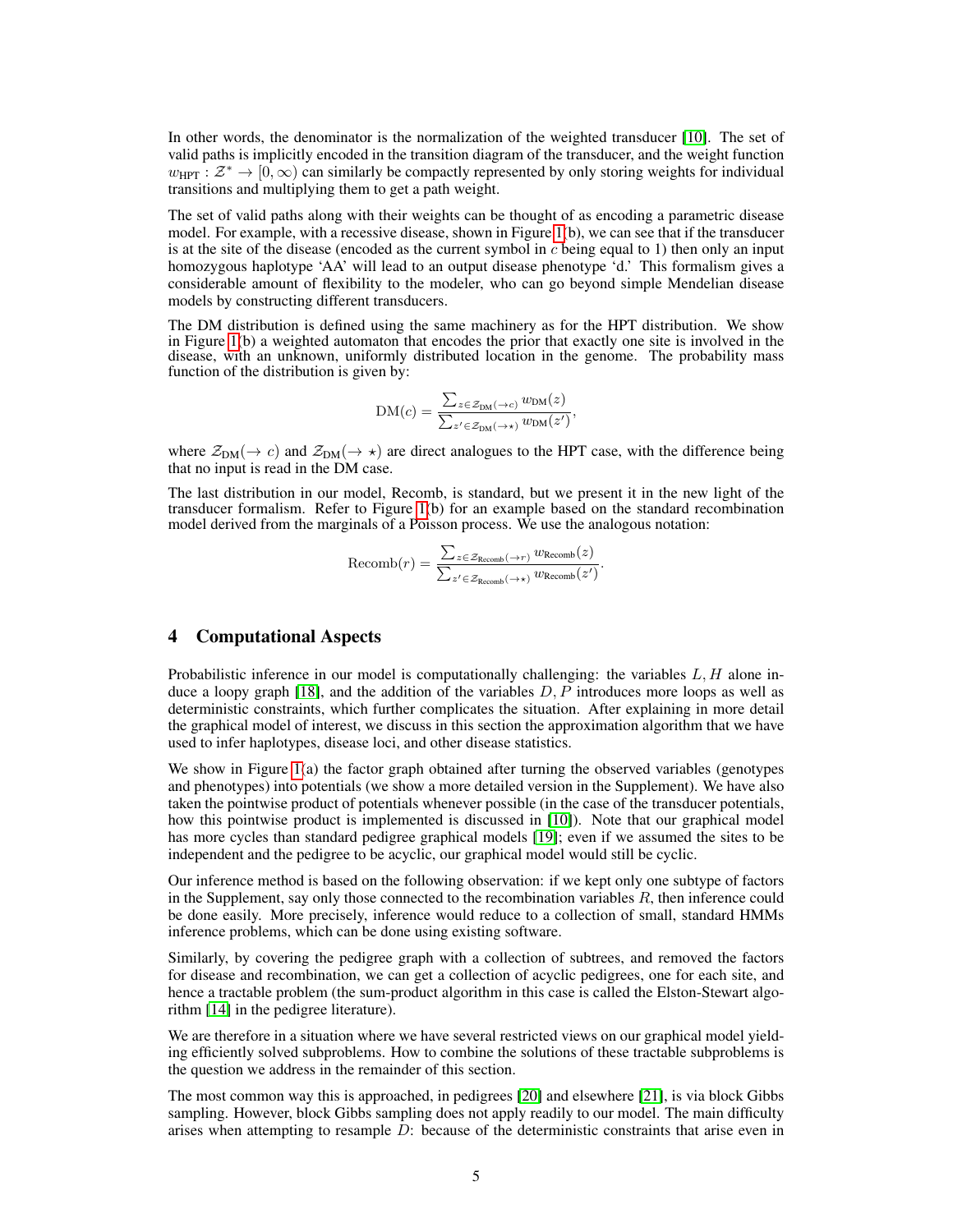In other words, the denominator is the normalization of the weighted transducer [10]. The set of valid paths is implicitly encoded in the transition diagram of the transducer, and the weight function $w_{\text{HPT}} : \mathcal{Z}^* \to [0, \infty)$ can similarly be compactly represented by only storing weights for individual transitions and multiplying them to get a path weight.

The set of valid paths along with their weights can be thought of as encoding a parametric disease model. For example, with a recessive disease, shown in Figure 1(b), we can see that if the transducer is at the site of the disease (encoded as the current symbol in $c$ being equal to 1) then only an input homozygous haplotype 'AA' will lead to an output disease phenotype 'd.' This formalism gives a considerable amount of flexibility to the modeler, who can go beyond simple Mendelian disease models by constructing different transducers.

The DM distribution is defined using the same machinery as for the HPT distribution. We show in Figure 1(b) a weighted automaton that encodes the prior that exactly one site is involved in the disease, with an unknown, uniformly distributed location in the genome. The probability mass function of the distribution is given by:

$$\text{DM}(c) = \frac{\sum_{z \in \mathcal{Z}_{\text{DM}}(\to c)} w_{\text{DM}}(z)}{\sum_{z' \in \mathcal{Z}_{\text{DM}}(\to \star)} w_{\text{DM}}(z')},$$

where $\mathcal{Z}_{\text{DM}}(\to c)$ and $\mathcal{Z}_{\text{DM}}(\to \star)$ are direct analogues to the HPT case, with the difference being that no input is read in the DM case.

The last distribution in our model, Recomb, is standard, but we present it in the new light of the transducer formalism. Refer to Figure 1(b) for an example based on the standard recombination model derived from the marginals of a Poisson process. We use the analogous notation:

$$\text{Recomb}(r) = \frac{\sum_{z \in \mathcal{Z}_{\text{Recomb}}(\to r)} w_{\text{Recomb}}(z)}{\sum_{z' \in \mathcal{Z}_{\text{Recomb}}(\to \star)} w_{\text{Recomb}}(z')}.$$

# 4 Computational Aspects

Probabilistic inference in our model is computationally challenging: the variables $L, H$ alone induce a loopy graph [18], and the addition of the variables $D, P$ introduces more loops as well as deterministic constraints, which further complicates the situation. After explaining in more detail the graphical model of interest, we discuss in this section the approximation algorithm that we have used to infer haplotypes, disease loci, and other disease statistics.

We show in Figure 1(a) the factor graph obtained after turning the observed variables (genotypes and phenotypes) into potentials (we show a more detailed version in the Supplement). We have also taken the pointwise product of potentials whenever possible (in the case of the transducer potentials, how this pointwise product is implemented is discussed in [10]). Note that our graphical model has more cycles than standard pedigree graphical models [19]; even if we assumed the sites to be independent and the pedigree to be acyclic, our graphical model would still be cyclic.

Our inference method is based on the following observation: if we kept only one subtype of factors in the Supplement, say only those connected to the recombination variables $R$, then inference could be done easily. More precisely, inference would reduce to a collection of small, standard HMMs inference problems, which can be done using existing software.

Similarly, by covering the pedigree graph with a collection of subtrees, and removed the factors for disease and recombination, we can get a collection of acyclic pedigrees, one for each site, and hence a tractable problem (the sum-product algorithm in this case is called the Elston-Stewart algorithm [14] in the pedigree literature).

We are therefore in a situation where we have several restricted views on our graphical model yielding efficiently solved subproblems. How to combine the solutions of these tractable subproblems is the question we address in the remainder of this section.

The most common way this is approached, in pedigrees [20] and elsewhere [21], is via block Gibbs sampling. However, block Gibbs sampling does not apply readily to our model. The main difficulty arises when attempting to resample $D$: because of the deterministic constraints that arise even in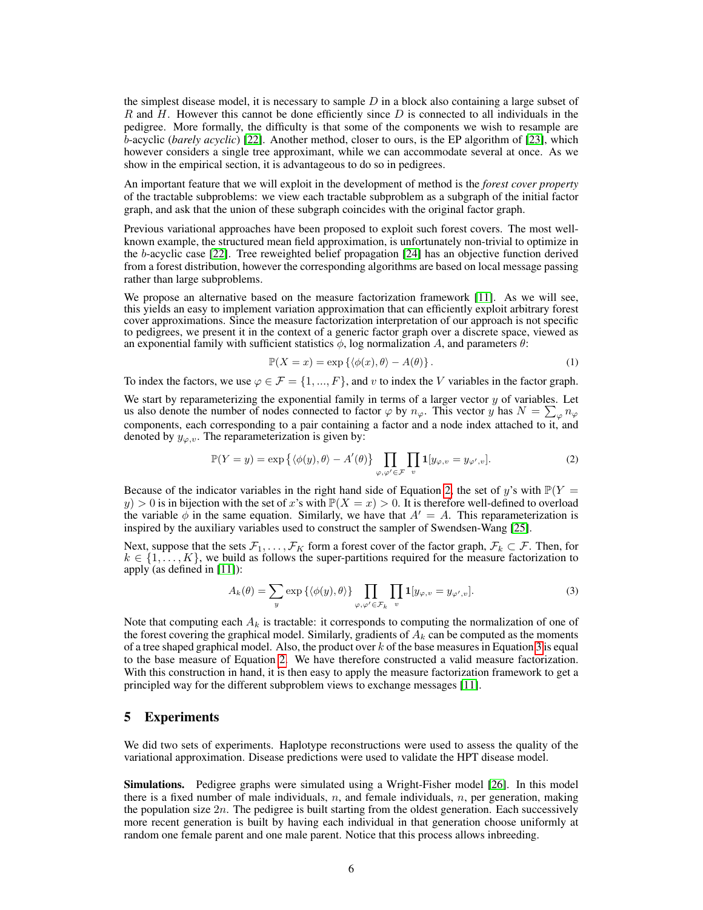the simplest disease model, it is necessary to sample $D$ in a block also containing a large subset of $R$ and $H$. However this cannot be done efficiently since $D$ is connected to all individuals in the pedigree. More formally, the difficulty is that some of the components we wish to resample are $b$-acyclic (*barely acyclic*) [22]. Another method, closer to ours, is the EP algorithm of [23], which however considers a single tree approximant, while we can accommodate several at once. As we show in the empirical section, it is advantageous to do so in pedigrees.

An important feature that we will exploit in the development of method is the *forest cover property* of the tractable subproblems: we view each tractable subproblem as a subgraph of the initial factor graph, and ask that the union of these subgraph coincides with the original factor graph.

Previous variational approaches have been proposed to exploit such forest covers. The most well-known example, the structured mean field approximation, is unfortunately non-trivial to optimize in the $b$-acyclic case [22]. Tree reweighted belief propagation [24] has an objective function derived from a forest distribution, however the corresponding algorithms are based on local message passing rather than large subproblems.

We propose an alternative based on the measure factorization framework [11]. As we will see, this yields an easy to implement variation approximation that can efficiently exploit arbitrary forest cover approximations. Since the measure factorization interpretation of our approach is not specific to pedigrees, we present it in the context of a generic factor graph over a discrete space, viewed as an exponential family with sufficient statistics $\phi$, log normalization $A$, and parameters $\theta$:

$$\mathbb{P}(X = x) = \exp\left\{\langle \phi(x), \theta \rangle - A(\theta)\right\}. \tag{1}$$

To index the factors, we use $\varphi \in \mathcal{F} = \{1, ..., F\}$, and $v$ to index the $V$ variables in the factor graph.

We start by reparameterizing the exponential family in terms of a larger vector $y$ of variables. Let us also denote the number of nodes connected to factor $\varphi$ by $n_\varphi$. This vector $y$ has $N = \sum_\varphi n_\varphi$ components, each corresponding to a pair containing a factor and a node index attached to it, and denoted by $y_{\varphi,v}$. The reparameterization is given by:

$$\mathbb{P}(Y = y) = \exp\left\{\langle \phi(y), \theta \rangle - A'(\theta)\right\} \prod_{\varphi,\varphi' \in \mathcal{F}} \prod_{v} \mathbf{1}[y_{\varphi,v} = y_{\varphi',v}]. \tag{2}$$

Because of the indicator variables in the right hand side of Equation 2, the set of $y$'s with $\mathbb{P}(Y = y) > 0$ is in bijection with the set of $x$'s with $\mathbb{P}(X = x) > 0$. It is therefore well-defined to overload the variable $\phi$ in the same equation. Similarly, we have that $A' = A$. This reparameterization is inspired by the auxiliary variables used to construct the sampler of Swendsen-Wang [25].

Next, suppose that the sets $\mathcal{F}_1, \ldots, \mathcal{F}_K$ form a forest cover of the factor graph, $\mathcal{F}_k \subset \mathcal{F}$. Then, for $k \in \{1, \ldots, K\}$, we build as follows the super-partitions required for the measure factorization to apply (as defined in [11]):

$$A_k(\theta) = \sum_y \exp\left\{\langle \phi(y), \theta \rangle\right\} \prod_{\varphi,\varphi' \in \mathcal{F}_k} \prod_{v} \mathbf{1}[y_{\varphi,v} = y_{\varphi',v}]. \tag{3}$$

Note that computing each $A_k$ is tractable: it corresponds to computing the normalization of one of the forest covering the graphical model. Similarly, gradients of $A_k$ can be computed as the moments of a tree shaped graphical model. Also, the product over $k$ of the base measures in Equation 3 is equal to the base measure of Equation 2. We have therefore constructed a valid measure factorization. With this construction in hand, it is then easy to apply the measure factorization framework to get a principled way for the different subproblem views to exchange messages [11].

## 5 Experiments

We did two sets of experiments. Haplotype reconstructions were used to assess the quality of the variational approximation. Disease predictions were used to validate the HPT disease model.

**Simulations.** Pedigree graphs were simulated using a Wright-Fisher model [26]. In this model there is a fixed number of male individuals, $n$, and female individuals, $n$, per generation, making the population size $2n$. The pedigree is built starting from the oldest generation. Each successively more recent generation is built by having each individual in that generation choose uniformly at random one female parent and one male parent. Notice that this process allows inbreeding.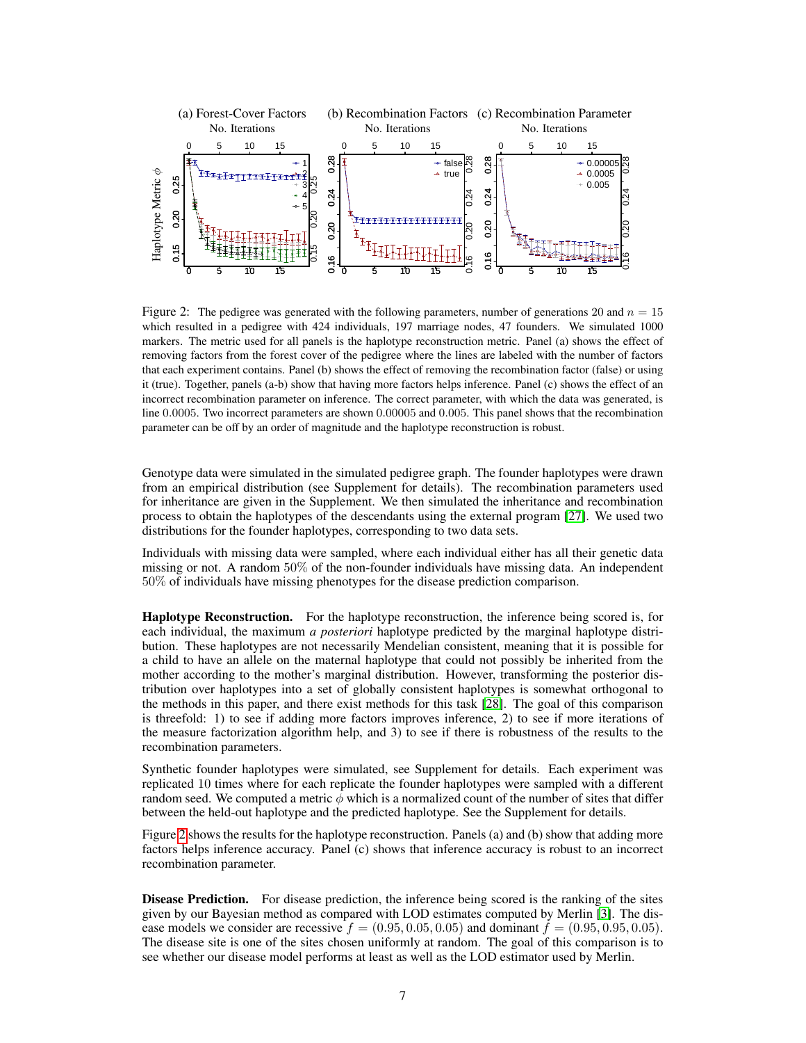Figure 2: The pedigree was generated with the following parameters, number of generations 20 and $n = 15$ which resulted in a pedigree with 424 individuals, 197 marriage nodes, 47 founders. We simulated 1000 markers. The metric used for all panels is the haplotype reconstruction metric. Panel (a) shows the effect of removing factors from the forest cover of the pedigree where the lines are labeled with the number of factors that each experiment contains. Panel (b) shows the effect of removing the recombination factor (false) or using it (true). Together, panels (a-b) show that having more factors helps inference. Panel (c) shows the effect of an incorrect recombination parameter on inference. The correct parameter, with which the data was generated, is line 0.0005. Two incorrect parameters are shown 0.00005 and 0.005. This panel shows that the recombination parameter can be off by an order of magnitude and the haplotype reconstruction is robust.

Genotype data were simulated in the simulated pedigree graph. The founder haplotypes were drawn from an empirical distribution (see Supplement for details). The recombination parameters used for inheritance are given in the Supplement. We then simulated the inheritance and recombination process to obtain the haplotypes of the descendants using the external program [27]. We used two distributions for the founder haplotypes, corresponding to two data sets.

Individuals with missing data were sampled, where each individual either has all their genetic data missing or not. A random 50% of the non-founder individuals have missing data. An independent 50% of individuals have missing phenotypes for the disease prediction comparison.

**Haplotype Reconstruction.** For the haplotype reconstruction, the inference being scored is, for each individual, the maximum *a posteriori* haplotype predicted by the marginal haplotype distribution. These haplotypes are not necessarily Mendelian consistent, meaning that it is possible for a child to have an allele on the maternal haplotype that could not possibly be inherited from the mother according to the mother's marginal distribution. However, transforming the posterior distribution over haplotypes into a set of globally consistent haplotypes is somewhat orthogonal to the methods in this paper, and there exist methods for this task [28]. The goal of this comparison is threefold: 1) to see if adding more factors improves inference, 2) to see if more iterations of the measure factorization algorithm help, and 3) to see if there is robustness of the results to the recombination parameters.

Synthetic founder haplotypes were simulated, see Supplement for details. Each experiment was replicated 10 times where for each replicate the founder haplotypes were sampled with a different random seed. We computed a metric $\phi$ which is a normalized count of the number of sites that differ between the held-out haplotype and the predicted haplotype. See the Supplement for details.

Figure 2 shows the results for the haplotype reconstruction. Panels (a) and (b) show that adding more factors helps inference accuracy. Panel (c) shows that inference accuracy is robust to an incorrect recombination parameter.

**Disease Prediction.** For disease prediction, the inference being scored is the ranking of the sites given by our Bayesian method as compared with LOD estimates computed by Merlin [3]. The disease models we consider are recessive $f = (0.95, 0.05, 0.05)$ and dominant $f = (0.95, 0.95, 0.05)$. The disease site is one of the sites chosen uniformly at random. The goal of this comparison is to see whether our disease model performs at least as well as the LOD estimator used by Merlin.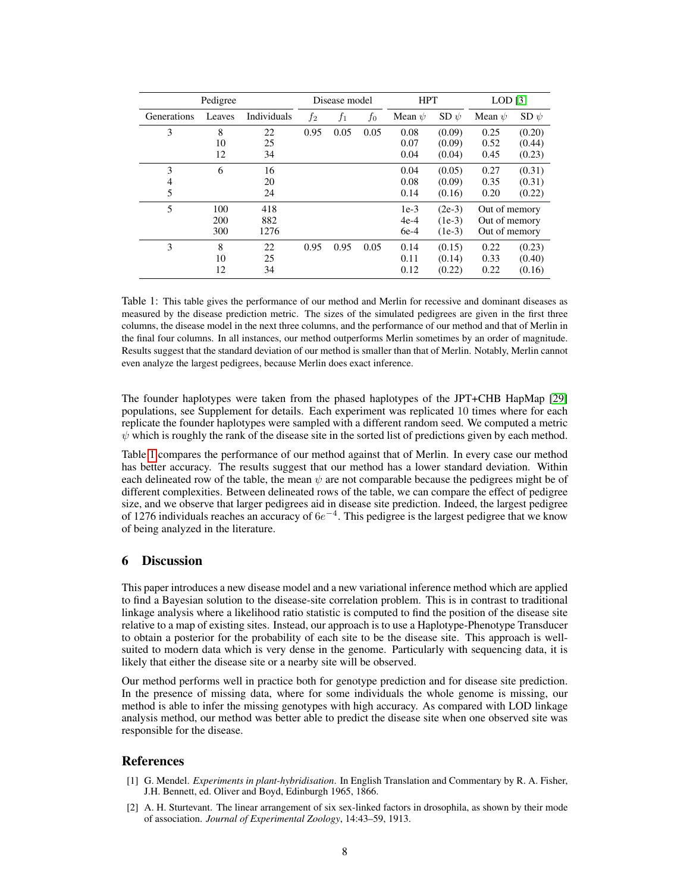| Pedigree | | | Disease model | | | HPT | | LOD [3] | |
|---|---|---|---|---|---|---|---|---|---|
| Generations | Leaves | Individuals | $f_2$ | $f_1$ | $f_0$ | Mean $\psi$ | SD $\psi$ | Mean $\psi$ | SD $\psi$ |
| 3 | 8 | 22 | 0.95 | 0.05 | 0.05 | 0.08 | (0.09) | 0.25 | (0.20) |
| | 10 | 25 | | | | 0.07 | (0.09) | 0.52 | (0.44) |
| | 12 | 34 | | | | 0.04 | (0.04) | 0.45 | (0.23) |
| 3 | 6 | 16 | | | | 0.04 | (0.05) | 0.27 | (0.31) |
| 4 | | 20 | | | | 0.08 | (0.09) | 0.35 | (0.31) |
| 5 | | 24 | | | | 0.14 | (0.16) | 0.20 | (0.22) |
| 5 | 100 | 418 | | | | 1e-3 | (2e-3) | Out of memory | |
| | 200 | 882 | | | | 4e-4 | (1e-3) | Out of memory | |
| | 300 | 1276 | | | | 6e-4 | (1e-3) | Out of memory | |
| 3 | 8 | 22 | 0.95 | 0.95 | 0.05 | 0.14 | (0.15) | 0.22 | (0.23) |
| | 10 | 25 | | | | 0.11 | (0.14) | 0.33 | (0.40) |
| | 12 | 34 | | | | 0.12 | (0.22) | 0.22 | (0.16) |

Table 1: This table gives the performance of our method and Merlin for recessive and dominant diseases as measured by the disease prediction metric. The sizes of the simulated pedigrees are given in the first three columns, the disease model in the next three columns, and the performance of our method and that of Merlin in the final four columns. In all instances, our method outperforms Merlin sometimes by an order of magnitude. Results suggest that the standard deviation of our method is smaller than that of Merlin. Notably, Merlin cannot even analyze the largest pedigrees, because Merlin does exact inference.

The founder haplotypes were taken from the phased haplotypes of the JPT+CHB HapMap [29] populations, see Supplement for details. Each experiment was replicated 10 times where for each replicate the founder haplotypes were sampled with a different random seed. We computed a metric $\psi$ which is roughly the rank of the disease site in the sorted list of predictions given by each method.

Table 1 compares the performance of our method against that of Merlin. In every case our method has better accuracy. The results suggest that our method has a lower standard deviation. Within each delineated row of the table, the mean $\psi$ are not comparable because the pedigrees might be of different complexities. Between delineated rows of the table, we can compare the effect of pedigree size, and we observe that larger pedigrees aid in disease site prediction. Indeed, the largest pedigree of 1276 individuals reaches an accuracy of $6e^{-4}$. This pedigree is the largest pedigree that we know of being analyzed in the literature.

## 6 Discussion

This paper introduces a new disease model and a new variational inference method which are applied to find a Bayesian solution to the disease-site correlation problem. This is in contrast to traditional linkage analysis where a likelihood ratio statistic is computed to find the position of the disease site relative to a map of existing sites. Instead, our approach is to use a Haplotype-Phenotype Transducer to obtain a posterior for the probability of each site to be the disease site. This approach is well-suited to modern data which is very dense in the genome. Particularly with sequencing data, it is likely that either the disease site or a nearby site will be observed.

Our method performs well in practice both for genotype prediction and for disease site prediction. In the presence of missing data, where for some individuals the whole genome is missing, our method is able to infer the missing genotypes with high accuracy. As compared with LOD linkage analysis method, our method was better able to predict the disease site when one observed site was responsible for the disease.

## References

[1] G. Mendel. *Experiments in plant-hybridisation*. In English Translation and Commentary by R. A. Fisher, J.H. Bennett, ed. Oliver and Boyd, Edinburgh 1965, 1866.

[2] A. H. Sturtevant. The linear arrangement of six sex-linked factors in drosophila, as shown by their mode of association. *Journal of Experimental Zoology*, 14:43–59, 1913.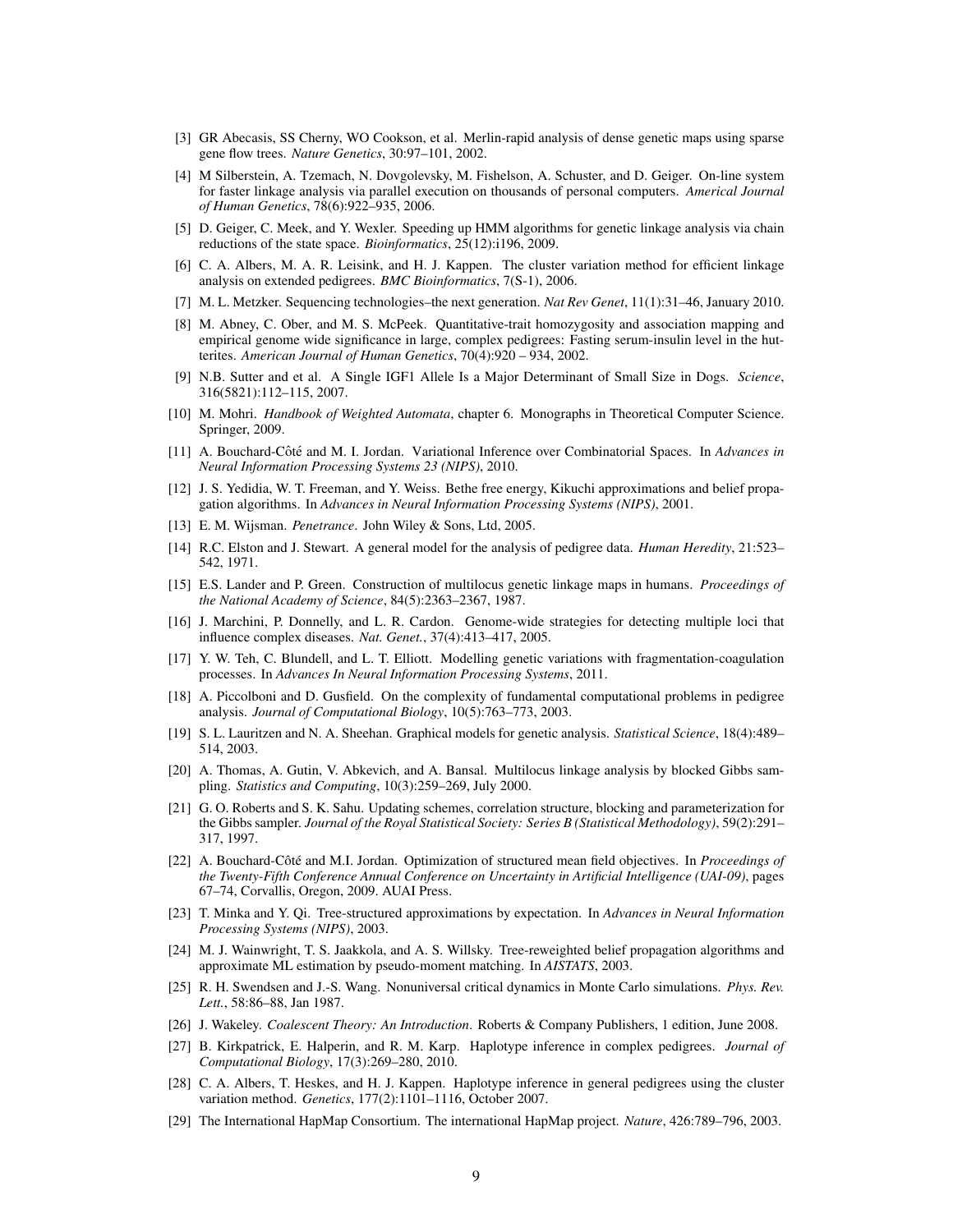[3] GR Abecasis, SS Cherny, WO Cookson, et al. Merlin-rapid analysis of dense genetic maps using sparse gene flow trees. *Nature Genetics*, 30:97–101, 2002.

[4] M Silberstein, A. Tzemach, N. Dovgolevsky, M. Fishelson, A. Schuster, and D. Geiger. On-line system for faster linkage analysis via parallel execution on thousands of personal computers. *Americal Journal of Human Genetics*, 78(6):922–935, 2006.

[5] D. Geiger, C. Meek, and Y. Wexler. Speeding up HMM algorithms for genetic linkage analysis via chain reductions of the state space. *Bioinformatics*, 25(12):i196, 2009.

[6] C. A. Albers, M. A. R. Leisink, and H. J. Kappen. The cluster variation method for efficient linkage analysis on extended pedigrees. *BMC Bioinformatics*, 7(S-1), 2006.

[7] M. L. Metzker. Sequencing technologies–the next generation. *Nat Rev Genet*, 11(1):31–46, January 2010.

[8] M. Abney, C. Ober, and M. S. McPeek. Quantitative-trait homozygosity and association mapping and empirical genome wide significance in large, complex pedigrees: Fasting serum-insulin level in the hutterites. *American Journal of Human Genetics*, 70(4):920 – 934, 2002.

[9] N.B. Sutter and et al. A Single IGF1 Allele Is a Major Determinant of Small Size in Dogs. *Science*, 316(5821):112–115, 2007.

[10] M. Mohri. *Handbook of Weighted Automata*, chapter 6. Monographs in Theoretical Computer Science. Springer, 2009.

[11] A. Bouchard-Côté and M. I. Jordan. Variational Inference over Combinatorial Spaces. In *Advances in Neural Information Processing Systems 23 (NIPS)*, 2010.

[12] J. S. Yedidia, W. T. Freeman, and Y. Weiss. Bethe free energy, Kikuchi approximations and belief propagation algorithms. In *Advances in Neural Information Processing Systems (NIPS)*, 2001.

[13] E. M. Wijsman. *Penetrance*. John Wiley & Sons, Ltd, 2005.

[14] R.C. Elston and J. Stewart. A general model for the analysis of pedigree data. *Human Heredity*, 21:523–542, 1971.

[15] E.S. Lander and P. Green. Construction of multilocus genetic linkage maps in humans. *Proceedings of the National Academy of Science*, 84(5):2363–2367, 1987.

[16] J. Marchini, P. Donnelly, and L. R. Cardon. Genome-wide strategies for detecting multiple loci that influence complex diseases. *Nat. Genet.*, 37(4):413–417, 2005.

[17] Y. W. Teh, C. Blundell, and L. T. Elliott. Modelling genetic variations with fragmentation-coagulation processes. In *Advances In Neural Information Processing Systems*, 2011.

[18] A. Piccolboni and D. Gusfield. On the complexity of fundamental computational problems in pedigree analysis. *Journal of Computational Biology*, 10(5):763–773, 2003.

[19] S. L. Lauritzen and N. A. Sheehan. Graphical models for genetic analysis. *Statistical Science*, 18(4):489–514, 2003.

[20] A. Thomas, A. Gutin, V. Abkevich, and A. Bansal. Multilocus linkage analysis by blocked Gibbs sampling. *Statistics and Computing*, 10(3):259–269, July 2000.

[21] G. O. Roberts and S. K. Sahu. Updating schemes, correlation structure, blocking and parameterization for the Gibbs sampler. *Journal of the Royal Statistical Society: Series B (Statistical Methodology)*, 59(2):291–317, 1997.

[22] A. Bouchard-Côté and M.I. Jordan. Optimization of structured mean field objectives. In *Proceedings of the Twenty-Fifth Conference Annual Conference on Uncertainty in Artificial Intelligence (UAI-09)*, pages 67–74, Corvallis, Oregon, 2009. AUAI Press.

[23] T. Minka and Y. Qi. Tree-structured approximations by expectation. In *Advances in Neural Information Processing Systems (NIPS)*, 2003.

[24] M. J. Wainwright, T. S. Jaakkola, and A. S. Willsky. Tree-reweighted belief propagation algorithms and approximate ML estimation by pseudo-moment matching. In *AISTATS*, 2003.

[25] R. H. Swendsen and J.-S. Wang. Nonuniversal critical dynamics in Monte Carlo simulations. *Phys. Rev. Lett.*, 58:86–88, Jan 1987.

[26] J. Wakeley. *Coalescent Theory: An Introduction*. Roberts & Company Publishers, 1 edition, June 2008.

[27] B. Kirkpatrick, E. Halperin, and R. M. Karp. Haplotype inference in complex pedigrees. *Journal of Computational Biology*, 17(3):269–280, 2010.

[28] C. A. Albers, T. Heskes, and H. J. Kappen. Haplotype inference in general pedigrees using the cluster variation method. *Genetics*, 177(2):1101–1116, October 2007.

[29] The International HapMap Consortium. The international HapMap project. *Nature*, 426:789–796, 2003.